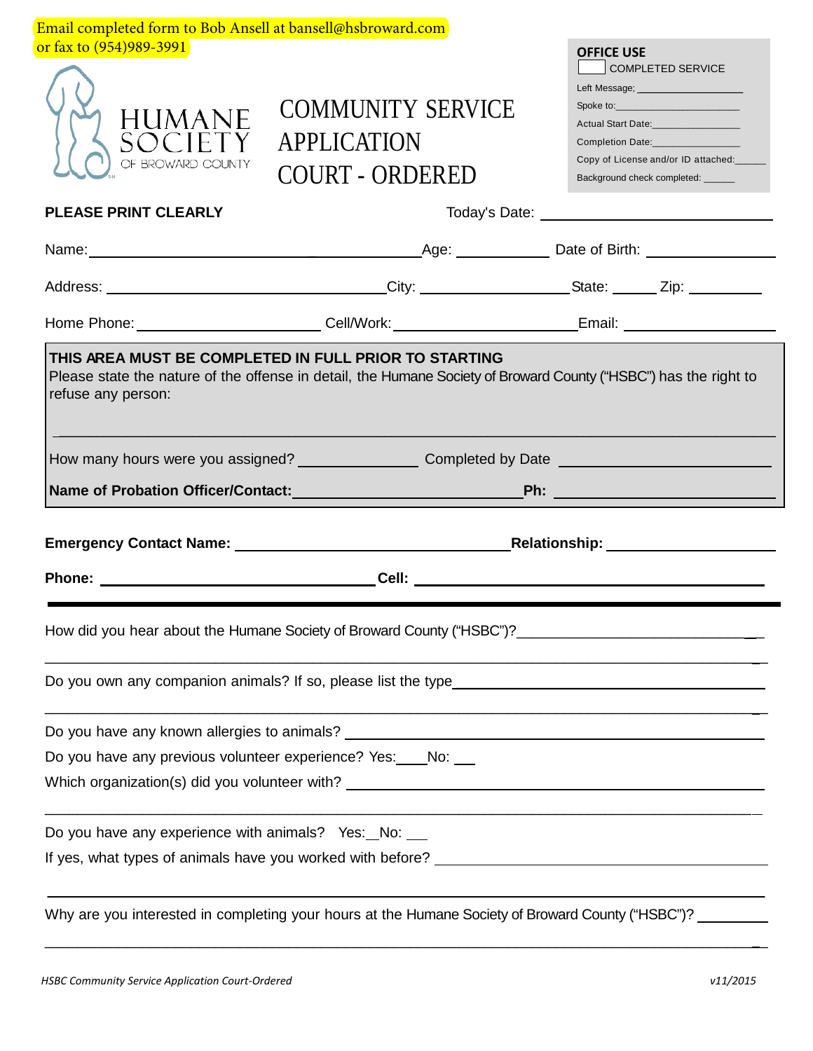Email completed form to Bob Ansell at bansell@hsbroward.com or fax to (954)989-3991

HUMANE SOCIETY OF BROWARD COUNTY

# COMMUNITY SERVICE APPLICATION COURT - ORDERED

**OFFICE USE**

☐ COMPLETED SERVICE

Left Message; ________________

Spoke to: ________________

Actual Start Date: ________________

Completion Date: ________________

Copy of License and/or ID attached: ______

Background check completed: ______

**PLEASE PRINT CLEARLY**

Today's Date: ____________________

Name: ______________________________ Age: __________ Date of Birth: ______________

Address: ______________________________ City: ________________ State: ______ Zip: ________

Home Phone: ____________________ Cell/Work: ____________________ Email: ________________

**THIS AREA MUST BE COMPLETED IN FULL PRIOR TO STARTING**

Please state the nature of the offense in detail, the Humane Society of Broward County ("HSBC") has the right to refuse any person:

______________________________________________________________________________

How many hours were you assigned? ______________ Completed by Date ____________________

**Name of Probation Officer/Contact:** ____________________________ **Ph:** ____________________

**Emergency Contact Name:** ______________________________ **Relationship:** __________________

**Phone:** ______________________________ **Cell:** ______________________________

---

How did you hear about the Humane Society of Broward County ("HSBC")? ______________________________

______________________________________________________________________________

Do you own any companion animals? If so, please list the type ______________________________

______________________________________________________________________________

Do you have any known allergies to animals? ______________________________

Do you have any previous volunteer experience? Yes: ____ No: ___

Which organization(s) did you volunteer with? ______________________________

______________________________________________________________________________

Do you have any experience with animals? Yes: __ No: ___

If yes, what types of animals have you worked with before? ______________________________

______________________________________________________________________________

Why are you interested in completing your hours at the Humane Society of Broward County ("HSBC")? ________

______________________________________________________________________________

*HSBC Community Service Application Court-Ordered* *v11/2015*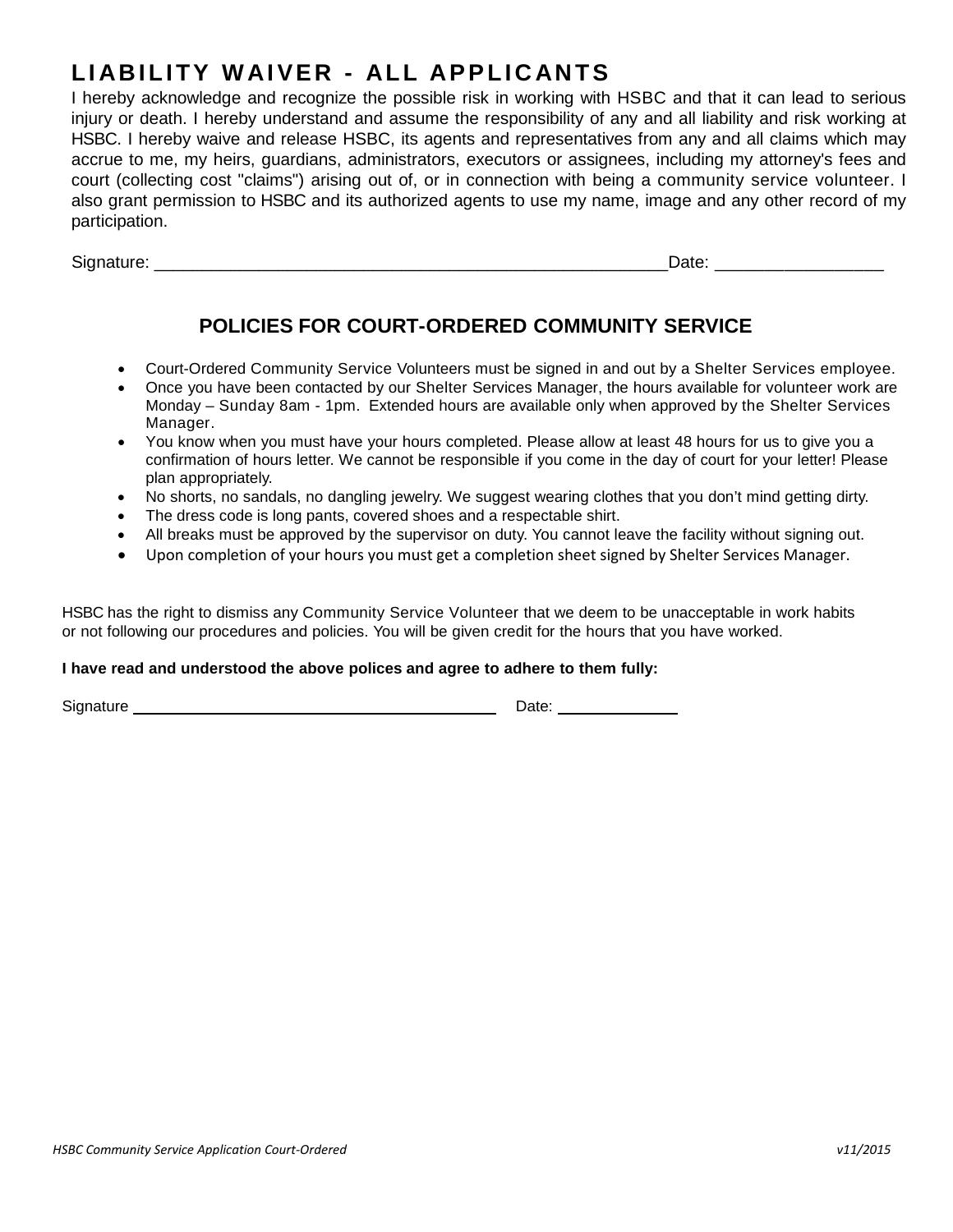# LIABILITY WAIVER - ALL APPLICANTS

I hereby acknowledge and recognize the possible risk in working with HSBC and that it can lead to serious injury or death. I hereby understand and assume the responsibility of any and all liability and risk working at HSBC. I hereby waive and release HSBC, its agents and representatives from any and all claims which may accrue to me, my heirs, guardians, administrators, executors or assignees, including my attorney's fees and court (collecting cost "claims") arising out of, or in connection with being a community service volunteer. I also grant permission to HSBC and its authorized agents to use my name, image and any other record of my participation.

Signature: ________________________________________________________Date: _________________

## POLICIES FOR COURT-ORDERED COMMUNITY SERVICE

- Court-Ordered Community Service Volunteers must be signed in and out by a Shelter Services employee.
- Once you have been contacted by our Shelter Services Manager, the hours available for volunteer work are Monday – Sunday 8am - 1pm. Extended hours are available only when approved by the Shelter Services Manager.
- You know when you must have your hours completed. Please allow at least 48 hours for us to give you a confirmation of hours letter. We cannot be responsible if you come in the day of court for your letter! Please plan appropriately.
- No shorts, no sandals, no dangling jewelry. We suggest wearing clothes that you don't mind getting dirty.
- The dress code is long pants, covered shoes and a respectable shirt.
- All breaks must be approved by the supervisor on duty. You cannot leave the facility without signing out.
- Upon completion of your hours you must get a completion sheet signed by Shelter Services Manager.

HSBC has the right to dismiss any Community Service Volunteer that we deem to be unacceptable in work habits or not following our procedures and policies. You will be given credit for the hours that you have worked.

**I have read and understood the above polices and agree to adhere to them fully:**

Signature ____________________________________________ Date: ______________

*HSBC Community Service Application Court-Ordered* *v11/2015*